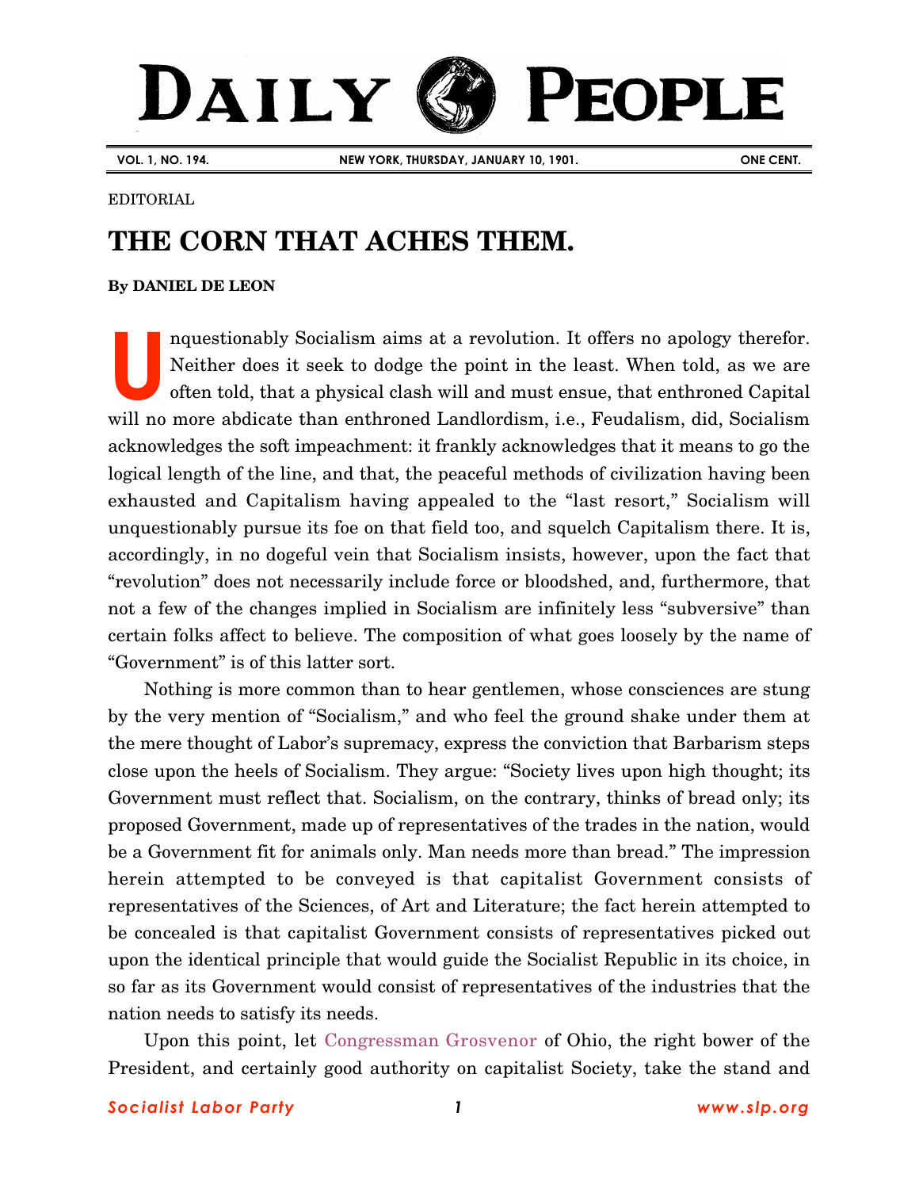# DAILY PEOPLE

VOL. 1, NO. 194. NEW YORK, THURSDAY, JANUARY 10, 1901. ONE CENT.

EDITORIAL

## THE CORN THAT ACHES THEM.

**By DANIEL DE LEON**

Unquestionably Socialism aims at a revolution. It offers no apology therefor. Neither does it seek to dodge the point in the least. When told, as we are often told, that a physical clash will and must ensue, that enthroned Capital will no more abdicate than enthroned Landlordism, i.e., Feudalism, did, Socialism acknowledges the soft impeachment: it frankly acknowledges that it means to go the logical length of the line, and that, the peaceful methods of civilization having been exhausted and Capitalism having appealed to the "last resort," Socialism will unquestionably pursue its foe on that field too, and squelch Capitalism there. It is, accordingly, in no dogeful vein that Socialism insists, however, upon the fact that "revolution" does not necessarily include force or bloodshed, and, furthermore, that not a few of the changes implied in Socialism are infinitely less "subversive" than certain folks affect to believe. The composition of what goes loosely by the name of "Government" is of this latter sort.

Nothing is more common than to hear gentlemen, whose consciences are stung by the very mention of "Socialism," and who feel the ground shake under them at the mere thought of Labor's supremacy, express the conviction that Barbarism steps close upon the heels of Socialism. They argue: "Society lives upon high thought; its Government must reflect that. Socialism, on the contrary, thinks of bread only; its proposed Government, made up of representatives of the trades in the nation, would be a Government fit for animals only. Man needs more than bread." The impression herein attempted to be conveyed is that capitalist Government consists of representatives of the Sciences, of Art and Literature; the fact herein attempted to be concealed is that capitalist Government consists of representatives picked out upon the identical principle that would guide the Socialist Republic in its choice, in so far as its Government would consist of representatives of the industries that the nation needs to satisfy its needs.

Upon this point, let Congressman Grosvenor of Ohio, the right bower of the President, and certainly good authority on capitalist Society, take the stand and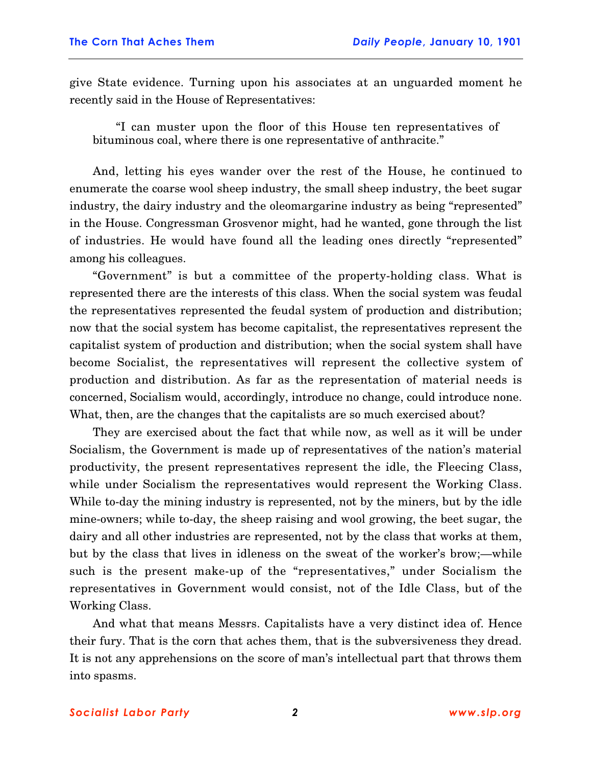give State evidence. Turning upon his associates at an unguarded moment he recently said in the House of Representatives:

> "I can muster upon the floor of this House ten representatives of bituminous coal, where there is one representative of anthracite."

And, letting his eyes wander over the rest of the House, he continued to enumerate the coarse wool sheep industry, the small sheep industry, the beet sugar industry, the dairy industry and the oleomargarine industry as being "represented" in the House. Congressman Grosvenor might, had he wanted, gone through the list of industries. He would have found all the leading ones directly "represented" among his colleagues.

"Government" is but a committee of the property-holding class. What is represented there are the interests of this class. When the social system was feudal the representatives represented the feudal system of production and distribution; now that the social system has become capitalist, the representatives represent the capitalist system of production and distribution; when the social system shall have become Socialist, the representatives will represent the collective system of production and distribution. As far as the representation of material needs is concerned, Socialism would, accordingly, introduce no change, could introduce none. What, then, are the changes that the capitalists are so much exercised about?

They are exercised about the fact that while now, as well as it will be under Socialism, the Government is made up of representatives of the nation's material productivity, the present representatives represent the idle, the Fleecing Class, while under Socialism the representatives would represent the Working Class. While to-day the mining industry is represented, not by the miners, but by the idle mine-owners; while to-day, the sheep raising and wool growing, the beet sugar, the dairy and all other industries are represented, not by the class that works at them, but by the class that lives in idleness on the sweat of the worker's brow;—while such is the present make-up of the "representatives," under Socialism the representatives in Government would consist, not of the Idle Class, but of the Working Class.

And what that means Messrs. Capitalists have a very distinct idea of. Hence their fury. That is the corn that aches them, that is the subversiveness they dread. It is not any apprehensions on the score of man's intellectual part that throws them into spasms.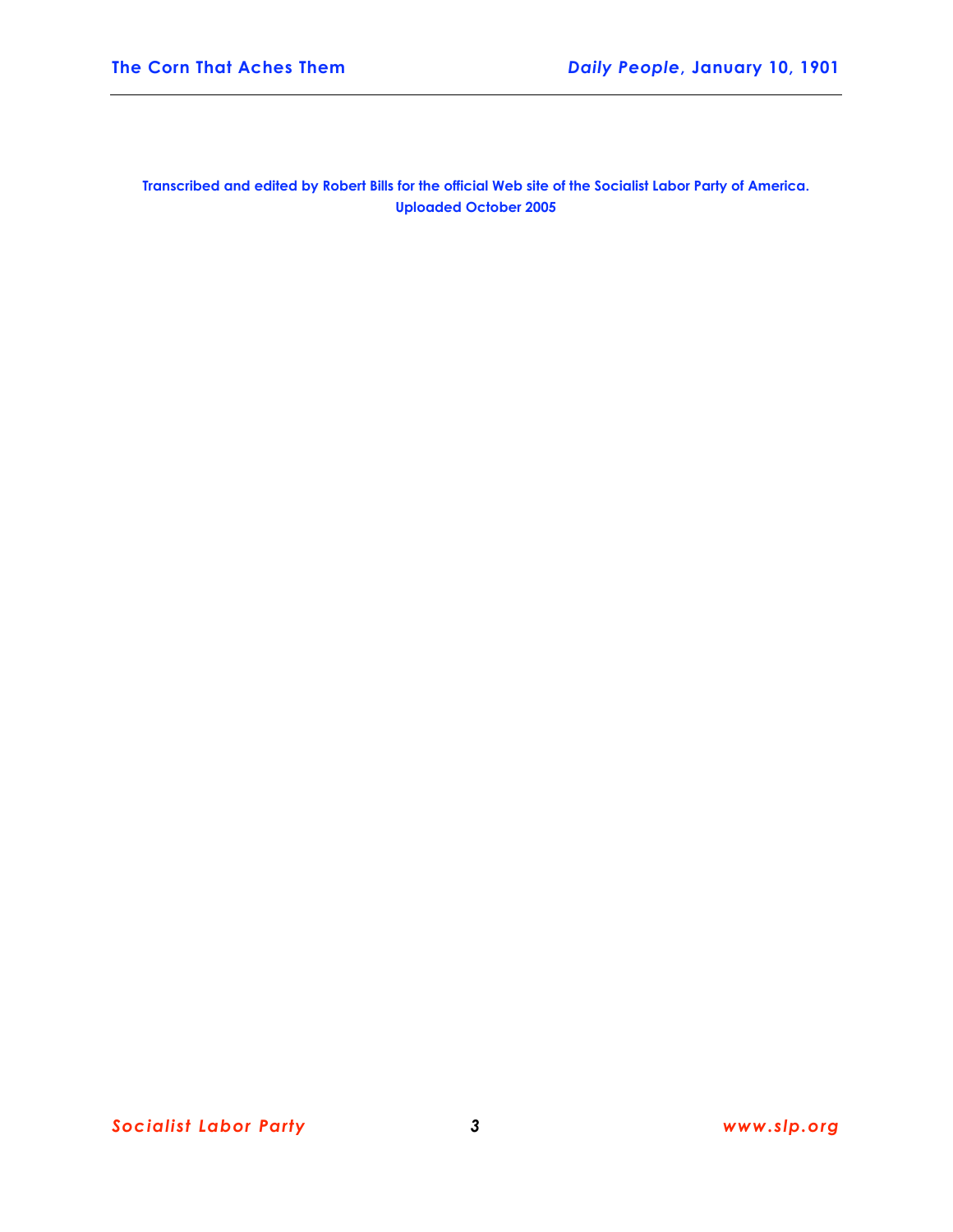**Transcribed and edited by Robert Bills for the official Web site of the Socialist Labor Party of America.**
**Uploaded October 2005**